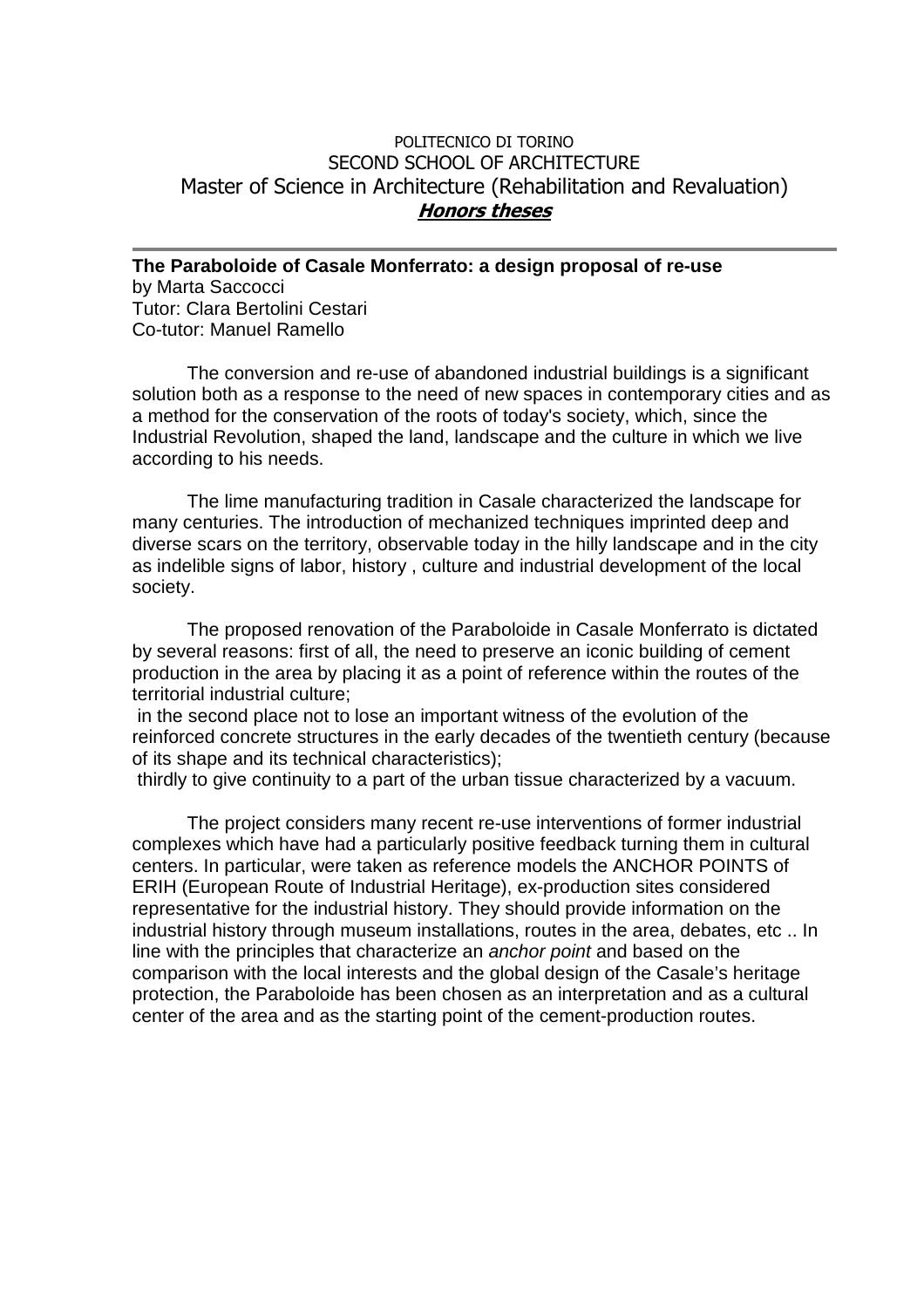POLITECNICO DI TORINO
SECOND SCHOOL OF ARCHITECTURE
Master of Science in Architecture (Rehabilitation and Revaluation)
***Honors theses***

---

**The Paraboloide of Casale Monferrato: a design proposal of re-use**
by Marta Saccocci
Tutor: Clara Bertolini Cestari
Co-tutor: Manuel Ramello

The conversion and re-use of abandoned industrial buildings is a significant solution both as a response to the need of new spaces in contemporary cities and as a method for the conservation of the roots of today's society, which, since the Industrial Revolution, shaped the land, landscape and the culture in which we live according to his needs.

The lime manufacturing tradition in Casale characterized the landscape for many centuries. The introduction of mechanized techniques imprinted deep and diverse scars on the territory, observable today in the hilly landscape and in the city as indelible signs of labor, history , culture and industrial development of the local society.

The proposed renovation of the Paraboloide in Casale Monferrato is dictated by several reasons: first of all, the need to preserve an iconic building of cement production in the area by placing it as a point of reference within the routes of the territorial industrial culture;
in the second place not to lose an important witness of the evolution of the reinforced concrete structures in the early decades of the twentieth century (because of its shape and its technical characteristics);
thirdly to give continuity to a part of the urban tissue characterized by a vacuum.

The project considers many recent re-use interventions of former industrial complexes which have had a particularly positive feedback turning them in cultural centers. In particular, were taken as reference models the ANCHOR POINTS of ERIH (European Route of Industrial Heritage), ex-production sites considered representative for the industrial history. They should provide information on the industrial history through museum installations, routes in the area, debates, etc .. In line with the principles that characterize an *anchor point* and based on the comparison with the local interests and the global design of the Casale's heritage protection, the Paraboloide has been chosen as an interpretation and as a cultural center of the area and as the starting point of the cement-production routes.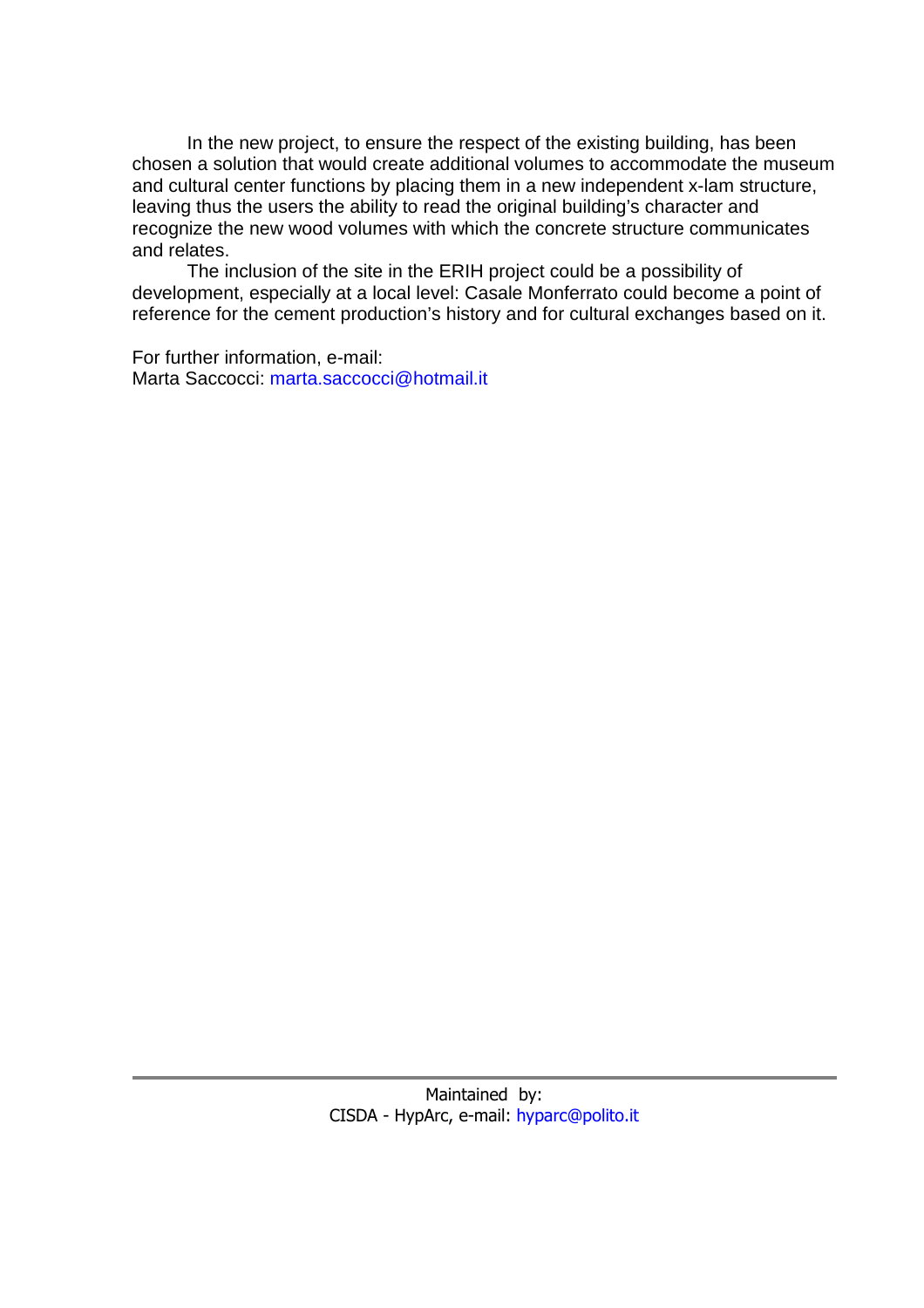In the new project, to ensure the respect of the existing building, has been chosen a solution that would create additional volumes to accommodate the museum and cultural center functions by placing them in a new independent x-lam structure, leaving thus the users the ability to read the original building's character and recognize the new wood volumes with which the concrete structure communicates and relates.

The inclusion of the site in the ERIH project could be a possibility of development, especially at a local level: Casale Monferrato could become a point of reference for the cement production's history and for cultural exchanges based on it.

For further information, e-mail:
Marta Saccocci: marta.saccocci@hotmail.it

---

Maintained by:
CISDA - HypArc, e-mail: hyparc@polito.it